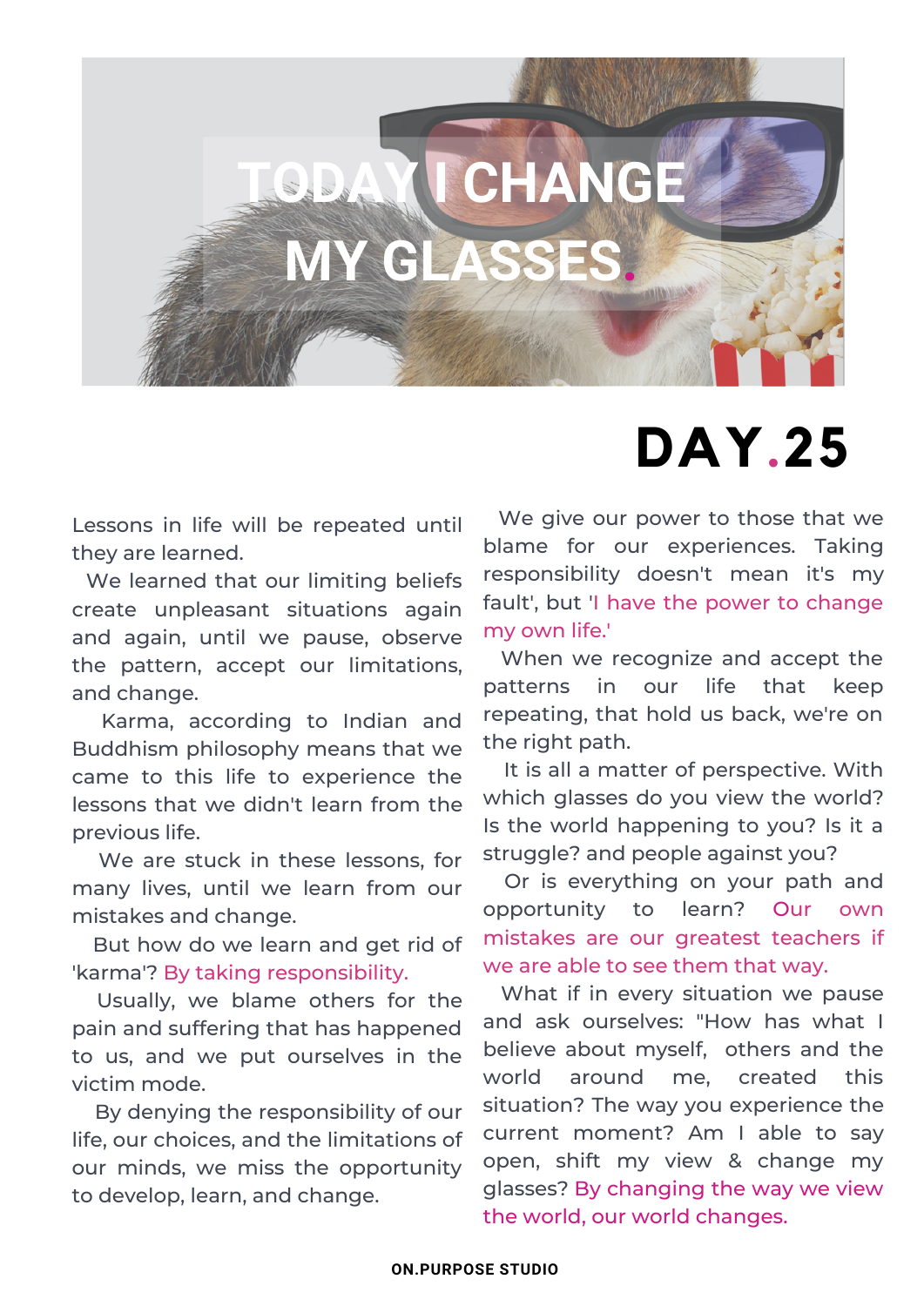# TODAY I CHANGE MY GLASSES.

## DAY.25

Lessons in life will be repeated until they are learned.

We learned that our limiting beliefs create unpleasant situations again and again, until we pause, observe the pattern, accept our limitations, and change.

Karma, according to Indian and Buddhism philosophy means that we came to this life to experience the lessons that we didn't learn from the previous life.

We are stuck in these lessons, for many lives, until we learn from our mistakes and change.

But how do we learn and get rid of 'karma'? By taking responsibility.

Usually, we blame others for the pain and suffering that has happened to us, and we put ourselves in the victim mode.

By denying the responsibility of our life, our choices, and the limitations of our minds, we miss the opportunity to develop, learn, and change.

We give our power to those that we blame for our experiences. Taking responsibility doesn't mean it's my fault', but 'I have the power to change my own life.'

When we recognize and accept the patterns in our life that keep repeating, that hold us back, we're on the right path.

It is all a matter of perspective. With which glasses do you view the world? Is the world happening to you? Is it a struggle? and people against you?

Or is everything on your path and opportunity to learn? Our own mistakes are our greatest teachers if we are able to see them that way.

What if in every situation we pause and ask ourselves: "How has what I believe about myself, others and the world around me, created this situation? The way you experience the current moment? Am I able to say open, shift my view & change my glasses? By changing the way we view the world, our world changes.

ON.PURPOSE STUDIO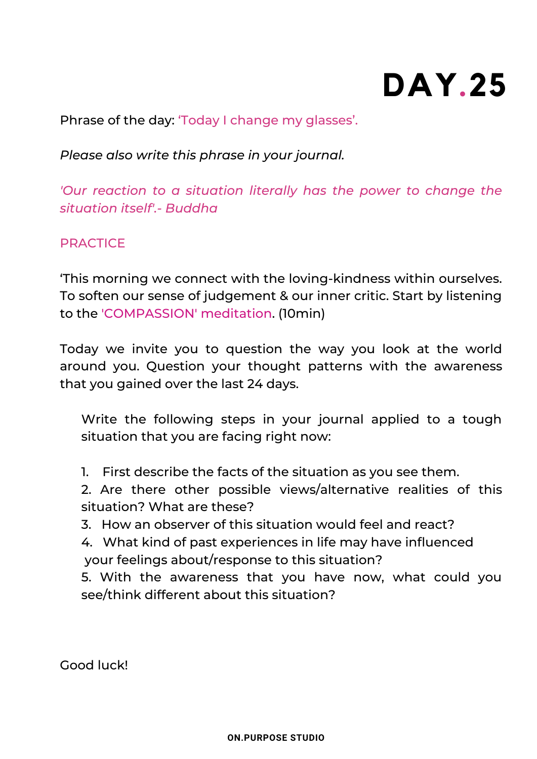# DAY.25

Phrase of the day: 'Today I change my glasses'.

*Please also write this phrase in your journal.*

*'Our reaction to a situation literally has the power to change the situation itself'.- Buddha*

PRACTICE

'This morning we connect with the loving-kindness within ourselves. To soften our sense of judgement & our inner critic. Start by listening to the 'COMPASSION' meditation. (10min)

Today we invite you to question the way you look at the world around you. Question your thought patterns with the awareness that you gained over the last 24 days.

Write the following steps in your journal applied to a tough situation that you are facing right now:

1. First describe the facts of the situation as you see them.
2. Are there other possible views/alternative realities of this situation? What are these?
3. How an observer of this situation would feel and react?
4. What kind of past experiences in life may have influenced your feelings about/response to this situation?
5. With the awareness that you have now, what could you see/think different about this situation?

Good luck!